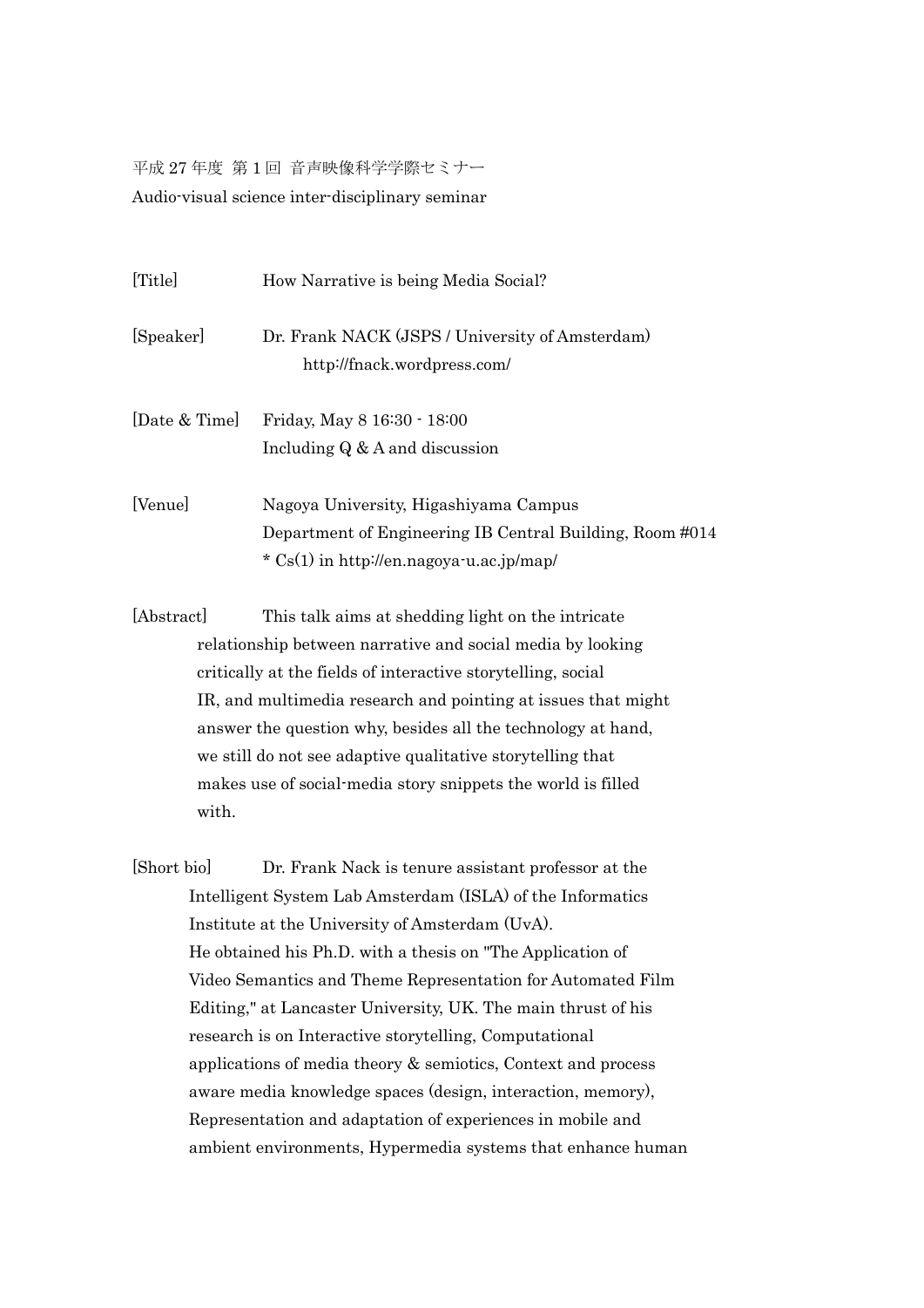平成 27 年度 第 1 回 音声映像科学学際セミナー
Audio-visual science inter-disciplinary seminar

[Title] How Narrative is being Media Social?

[Speaker] Dr. Frank NACK (JSPS / University of Amsterdam)
http://fnack.wordpress.com/

[Date & Time] Friday, May 8 16:30 - 18:00
Including Q & A and discussion

[Venue] Nagoya University, Higashiyama Campus
Department of Engineering IB Central Building, Room #014
* Cs(1) in http://en.nagoya-u.ac.jp/map/

[Abstract] This talk aims at shedding light on the intricate relationship between narrative and social media by looking critically at the fields of interactive storytelling, social IR, and multimedia research and pointing at issues that might answer the question why, besides all the technology at hand, we still do not see adaptive qualitative storytelling that makes use of social-media story snippets the world is filled with.

[Short bio] Dr. Frank Nack is tenure assistant professor at the Intelligent System Lab Amsterdam (ISLA) of the Informatics Institute at the University of Amsterdam (UvA).
He obtained his Ph.D. with a thesis on "The Application of Video Semantics and Theme Representation for Automated Film Editing," at Lancaster University, UK. The main thrust of his research is on Interactive storytelling, Computational applications of media theory & semiotics, Context and process aware media knowledge spaces (design, interaction, memory), Representation and adaptation of experiences in mobile and ambient environments, Hypermedia systems that enhance human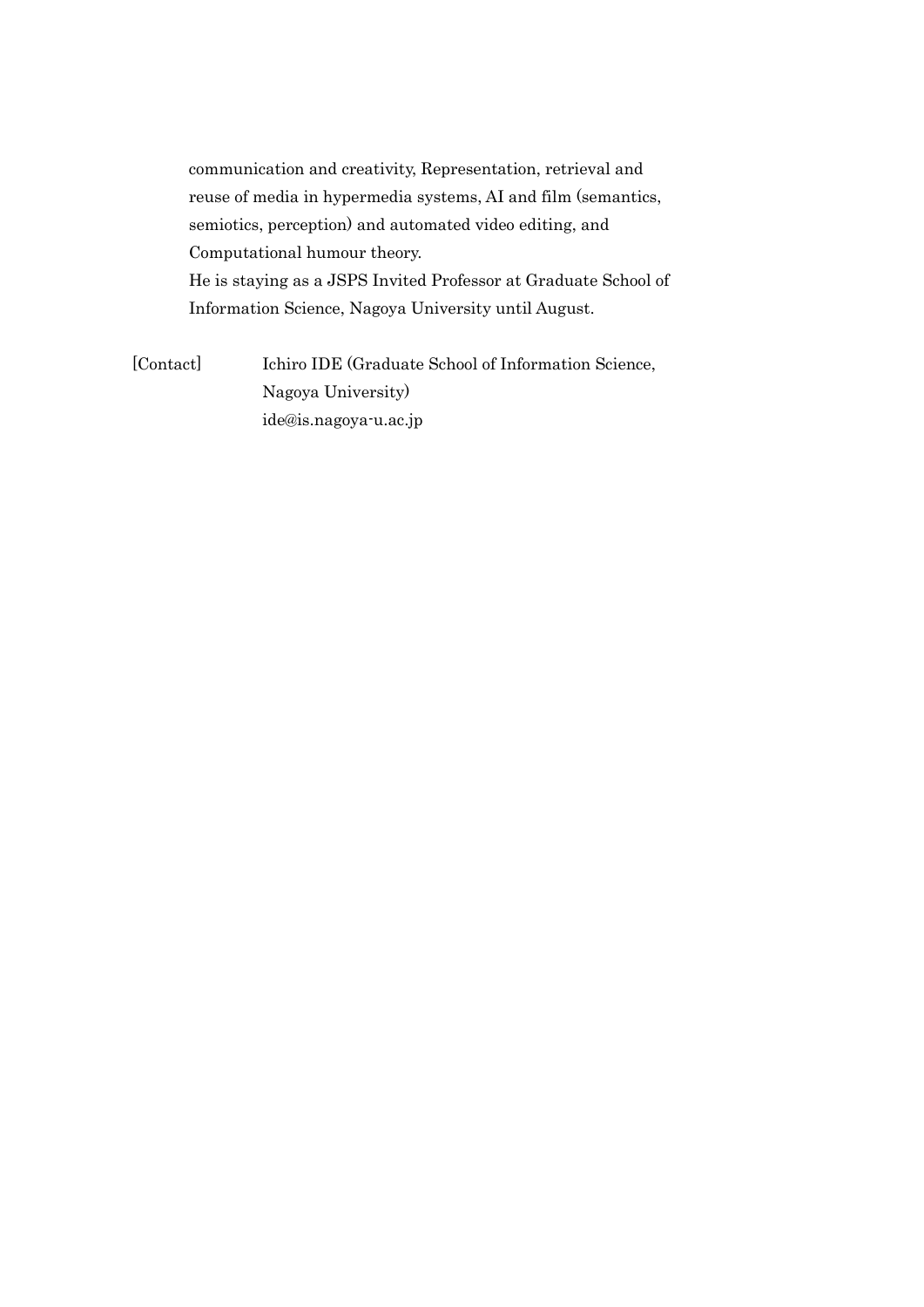communication and creativity, Representation, retrieval and reuse of media in hypermedia systems, AI and film (semantics, semiotics, perception) and automated video editing, and Computational humour theory.

He is staying as a JSPS Invited Professor at Graduate School of Information Science, Nagoya University until August.

[Contact] Ichiro IDE (Graduate School of Information Science, Nagoya University)
ide@is.nagoya-u.ac.jp